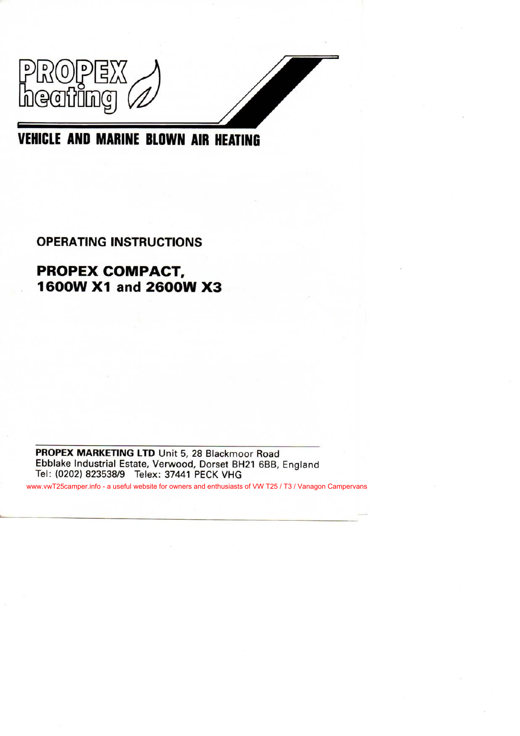PROPEX heating

**VEHICLE AND MARINE BLOWN AIR HEATING**

## OPERATING INSTRUCTIONS

# PROPEX COMPACT, 1600W X1 and 2600W X3

**PROPEX MARKETING LTD** Unit 5, 28 Blackmoor Road
Ebblake Industrial Estate, Verwood, Dorset BH21 6BB, England
Tel: (0202) 823538/9 Telex: 37441 PECK VHG

www.vwT25camper.info - a useful website for owners and enthusiasts of VW T25 / T3 / Vanagon Campervans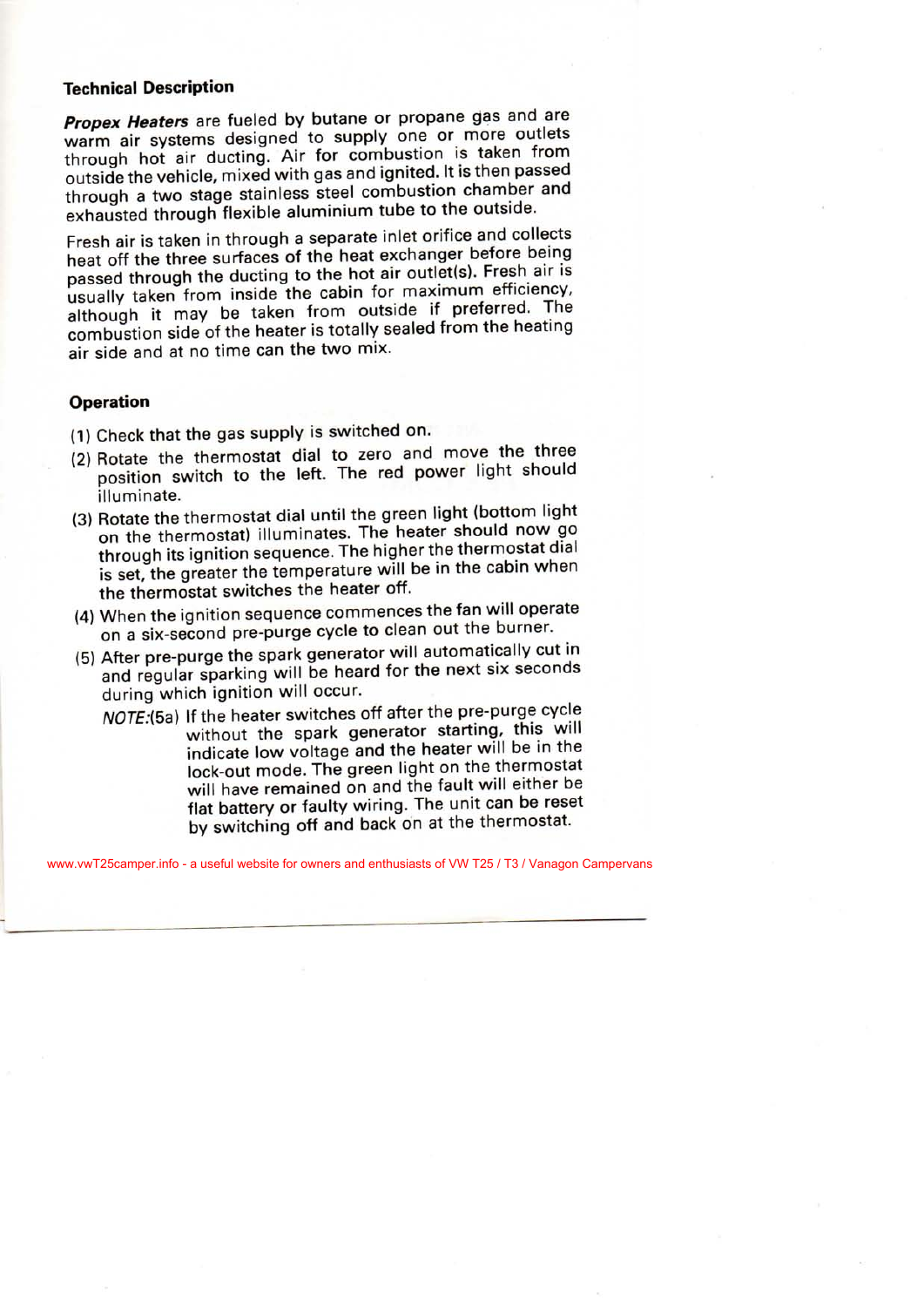## Technical Description

***Propex Heaters*** are fueled by butane or propane gas and are warm air systems designed to supply one or more outlets through hot air ducting. Air for combustion is taken from outside the vehicle, mixed with gas and ignited. It is then passed through a two stage stainless steel combustion chamber and exhausted through flexible aluminium tube to the outside.

Fresh air is taken in through a separate inlet orifice and collects heat off the three surfaces of the heat exchanger before being passed through the ducting to the hot air outlet(s). Fresh air is usually taken from inside the cabin for maximum efficiency, although it may be taken from outside if preferred. The combustion side of the heater is totally sealed from the heating air side and at no time can the two mix.

## Operation

(1) Check that the gas supply is switched on.

(2) Rotate the thermostat dial to zero and move the three position switch to the left. The red power light should illuminate.

(3) Rotate the thermostat dial until the green light (bottom light on the thermostat) illuminates. The heater should now go through its ignition sequence. The higher the thermostat dial is set, the greater the temperature will be in the cabin when the thermostat switches the heater off.

(4) When the ignition sequence commences the fan will operate on a six-second pre-purge cycle to clean out the burner.

(5) After pre-purge the spark generator will automatically cut in and regular sparking will be heard for the next six seconds during which ignition will occur.

*NOTE:*(5a) If the heater switches off after the pre-purge cycle without the spark generator starting, this will indicate low voltage and the heater will be in the lock-out mode. The green light on the thermostat will have remained on and the fault will either be flat battery or faulty wiring. The unit can be reset by switching off and back on at the thermostat.

www.vwT25camper.info - a useful website for owners and enthusiasts of VW T25 / T3 / Vanagon Campervans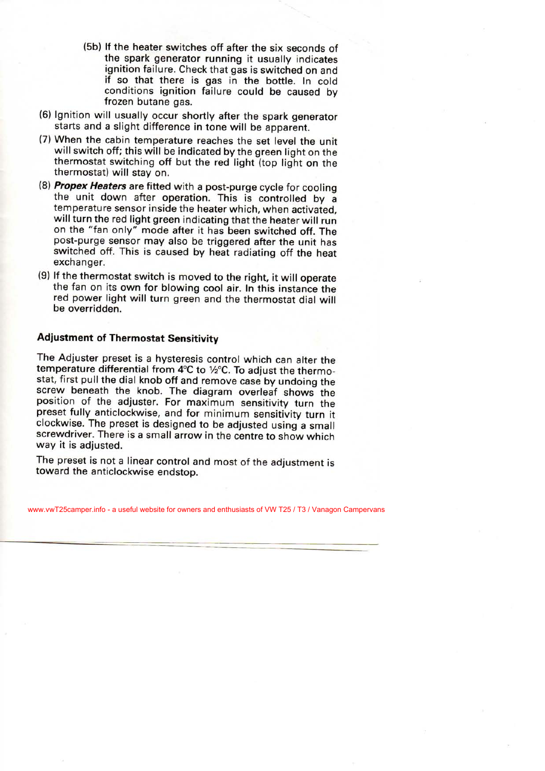(5b) If the heater switches off after the six seconds of the spark generator running it usually indicates ignition failure. Check that gas is switched on and if so that there is gas in the bottle. In cold conditions ignition failure could be caused by frozen butane gas.

(6) Ignition will usually occur shortly after the spark generator starts and a slight difference in tone will be apparent.

(7) When the cabin temperature reaches the set level the unit will switch off; this will be indicated by the green light on the thermostat switching off but the red light (top light on the thermostat) will stay on.

(8) ***Propex Heaters*** are fitted with a post-purge cycle for cooling the unit down after operation. This is controlled by a temperature sensor inside the heater which, when activated, will turn the red light green indicating that the heater will run on the "fan only" mode after it has been switched off. The post-purge sensor may also be triggered after the unit has switched off. This is caused by heat radiating off the heat exchanger.

(9) If the thermostat switch is moved to the right, it will operate the fan on its own for blowing cool air. In this instance the red power light will turn green and the thermostat dial will be overridden.

## Adjustment of Thermostat Sensitivity

The Adjuster preset is a hysteresis control which can alter the temperature differential from 4°C to ½°C. To adjust the thermostat, first pull the dial knob off and remove case by undoing the screw beneath the knob. The diagram overleaf shows the position of the adjuster. For maximum sensitivity turn the preset fully anticlockwise, and for minimum sensitivity turn it clockwise. The preset is designed to be adjusted using a small screwdriver. There is a small arrow in the centre to show which way it is adjusted.

The preset is not a linear control and most of the adjustment is toward the anticlockwise endstop.

www.vwT25camper.info - a useful website for owners and enthusiasts of VW T25 / T3 / Vanagon Campervans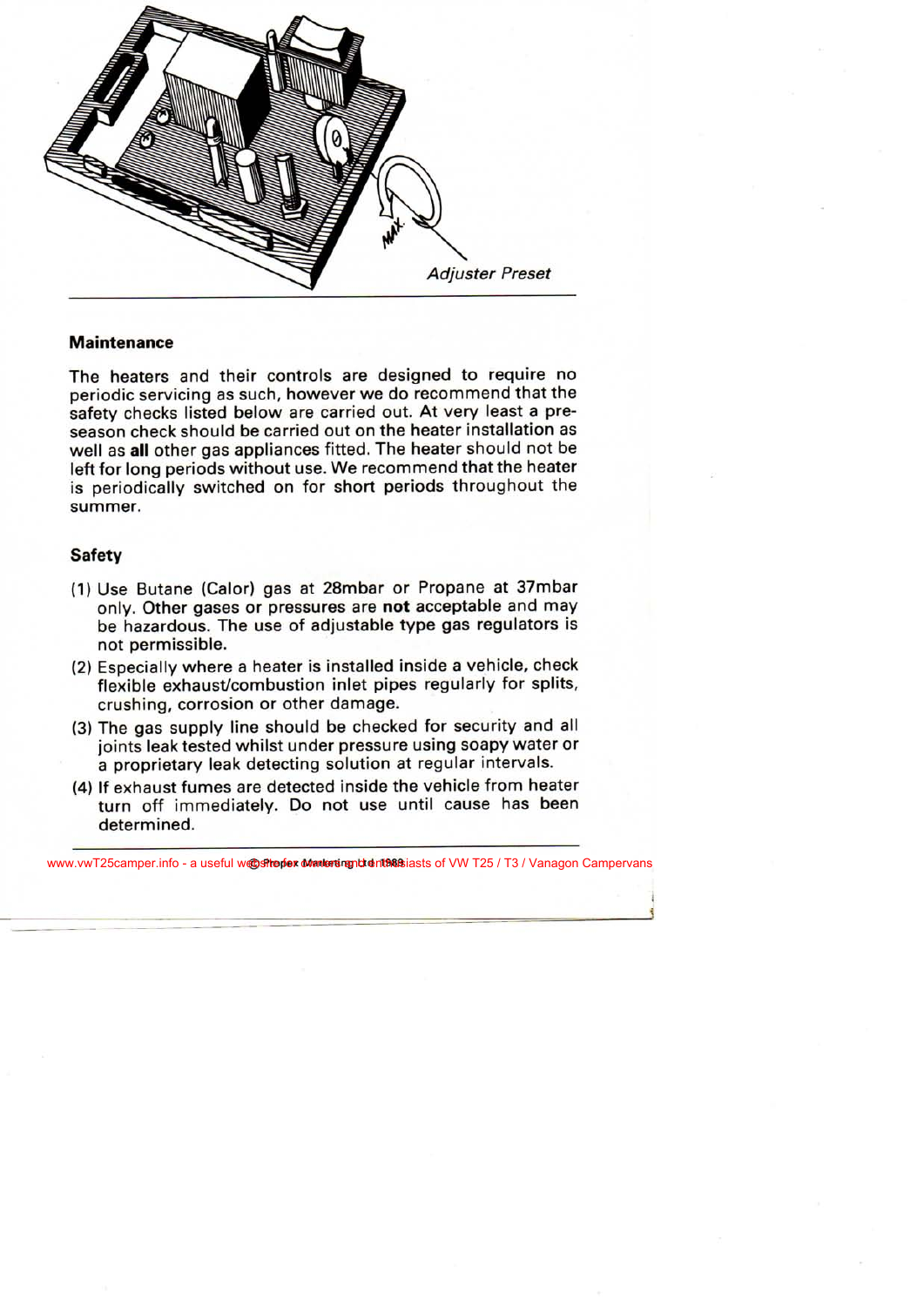Adjuster Preset

MAX.

## Maintenance

The heaters and their controls are designed to require no periodic servicing as such, however we do recommend that the safety checks listed below are carried out. At very least a pre-season check should be carried out on the heater installation as well as **all** other gas appliances fitted. The heater should not be left for long periods without use. We recommend that the heater is periodically switched on for short periods throughout the summer.

## Safety

(1) Use Butane (Calor) gas at 28mbar or Propane at 37mbar only. Other gases or pressures are **not** acceptable and may be hazardous. The use of adjustable type gas regulators is not permissible.

(2) Especially where a heater is installed inside a vehicle, check flexible exhaust/combustion inlet pipes regularly for splits, crushing, corrosion or other damage.

(3) The gas supply line should be checked for security and all joints leak tested whilst under pressure using soapy water or a proprietary leak detecting solution at regular intervals.

(4) If exhaust fumes are detected inside the vehicle from heater turn off immediately. Do not use until cause has been determined.

© Propex Marketing Ltd 1988